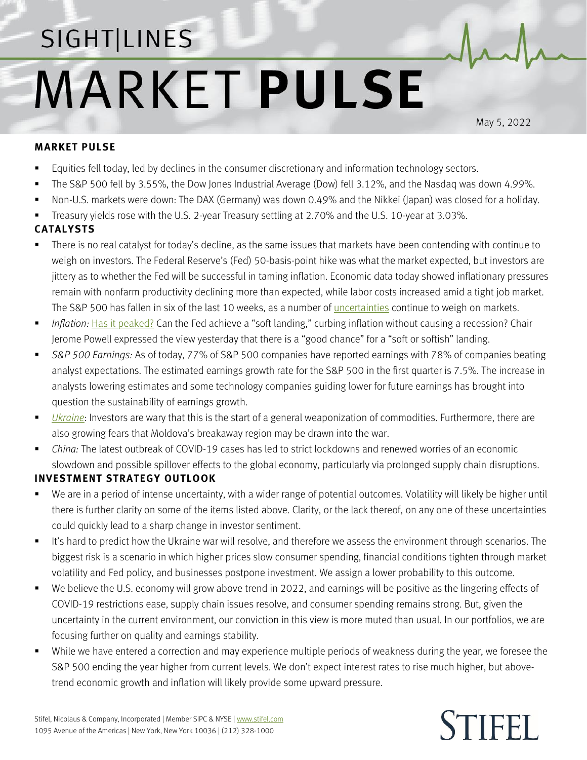# SIGHT|LINES MARKET PULSE

May 5, 2022

## MARKET PULSE

- Equities fell today, led by declines in the consumer discretionary and information technology sectors.
- The S&P 500 fell by 3.55%, the Dow Jones Industrial Average (Dow) fell 3.12%, and the Nasdaq was down 4.99%.
- Non-U.S. markets were down: The DAX (Germany) was down 0.49% and the Nikkei (Japan) was closed for a holiday.
- Treasury yields rose with the U.S. 2-year Treasury settling at 2.70% and the U.S. 10-year at 3.03%.

## CATALYSTS

- There is no real catalyst for today's decline, as the same issues that markets have been contending with continue to weigh on investors. The Federal Reserve's (Fed) 50-basis-point hike was what the market expected, but investors are jittery as to whether the Fed will be successful in taming inflation. Economic data today showed inflationary pressures remain with nonfarm productivity declining more than expected, while labor costs increased amid a tight job market. The S&P 500 has fallen in six of the last 10 weeks, as a number of uncertainties continue to weigh on markets.
- *Inflation:* Has it peaked? Can the Fed achieve a "soft landing," curbing inflation without causing a recession? Chair Jerome Powell expressed the view yesterday that there is a "good chance" for a "soft or softish" landing.
- *S&P 500 Earnings:* As of today, 77% of S&P 500 companies have reported earnings with 78% of companies beating analyst expectations. The estimated earnings growth rate for the S&P 500 in the first quarter is 7.5%. The increase in analysts lowering estimates and some technology companies guiding lower for future earnings has brought into question the sustainability of earnings growth.
- *Ukraine*: Investors are wary that this is the start of a general weaponization of commodities. Furthermore, there are also growing fears that Moldova's breakaway region may be drawn into the war.
- *China:* The latest outbreak of COVID-19 cases has led to strict lockdowns and renewed worries of an economic slowdown and possible spillover effects to the global economy, particularly via prolonged supply chain disruptions.

## INVESTMENT STRATEGY OUTLOOK

- We are in a period of intense uncertainty, with a wider range of potential outcomes. Volatility will likely be higher until there is further clarity on some of the items listed above. Clarity, or the lack thereof, on any one of these uncertainties could quickly lead to a sharp change in investor sentiment.
- It's hard to predict how the Ukraine war will resolve, and therefore we assess the environment through scenarios. The biggest risk is a scenario in which higher prices slow consumer spending, financial conditions tighten through market volatility and Fed policy, and businesses postpone investment. We assign a lower probability to this outcome.
- We believe the U.S. economy will grow above trend in 2022, and earnings will be positive as the lingering effects of COVID-19 restrictions ease, supply chain issues resolve, and consumer spending remains strong. But, given the uncertainty in the current environment, our conviction in this view is more muted than usual. In our portfolios, we are focusing further on quality and earnings stability.
- While we have entered a correction and may experience multiple periods of weakness during the year, we foresee the S&P 500 ending the year higher from current levels. We don't expect interest rates to rise much higher, but above-trend economic growth and inflation will likely provide some upward pressure.

Stifel, Nicolaus & Company, Incorporated | Member SIPC & NYSE | www.stifel.com
1095 Avenue of the Americas | New York, New York 10036 | (212) 328-1000

STIFEL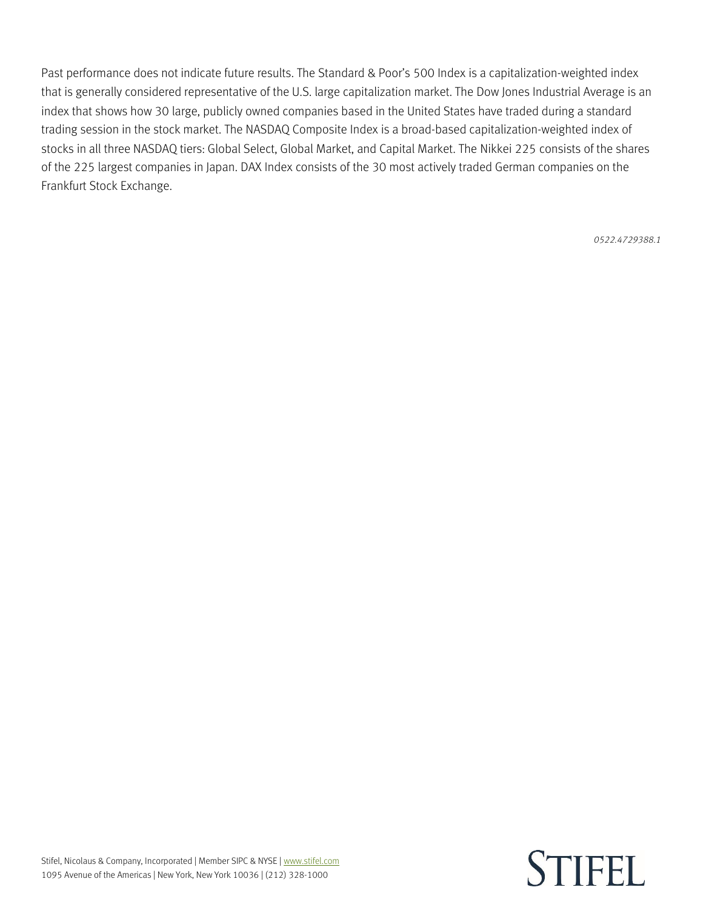Past performance does not indicate future results. The Standard & Poor's 500 Index is a capitalization-weighted index that is generally considered representative of the U.S. large capitalization market. The Dow Jones Industrial Average is an index that shows how 30 large, publicly owned companies based in the United States have traded during a standard trading session in the stock market. The NASDAQ Composite Index is a broad-based capitalization-weighted index of stocks in all three NASDAQ tiers: Global Select, Global Market, and Capital Market. The Nikkei 225 consists of the shares of the 225 largest companies in Japan. DAX Index consists of the 30 most actively traded German companies on the Frankfurt Stock Exchange.

*0522.4729388.1*

Stifel, Nicolaus & Company, Incorporated | Member SIPC & NYSE | www.stifel.com
1095 Avenue of the Americas | New York, New York 10036 | (212) 328-1000

STIFEL